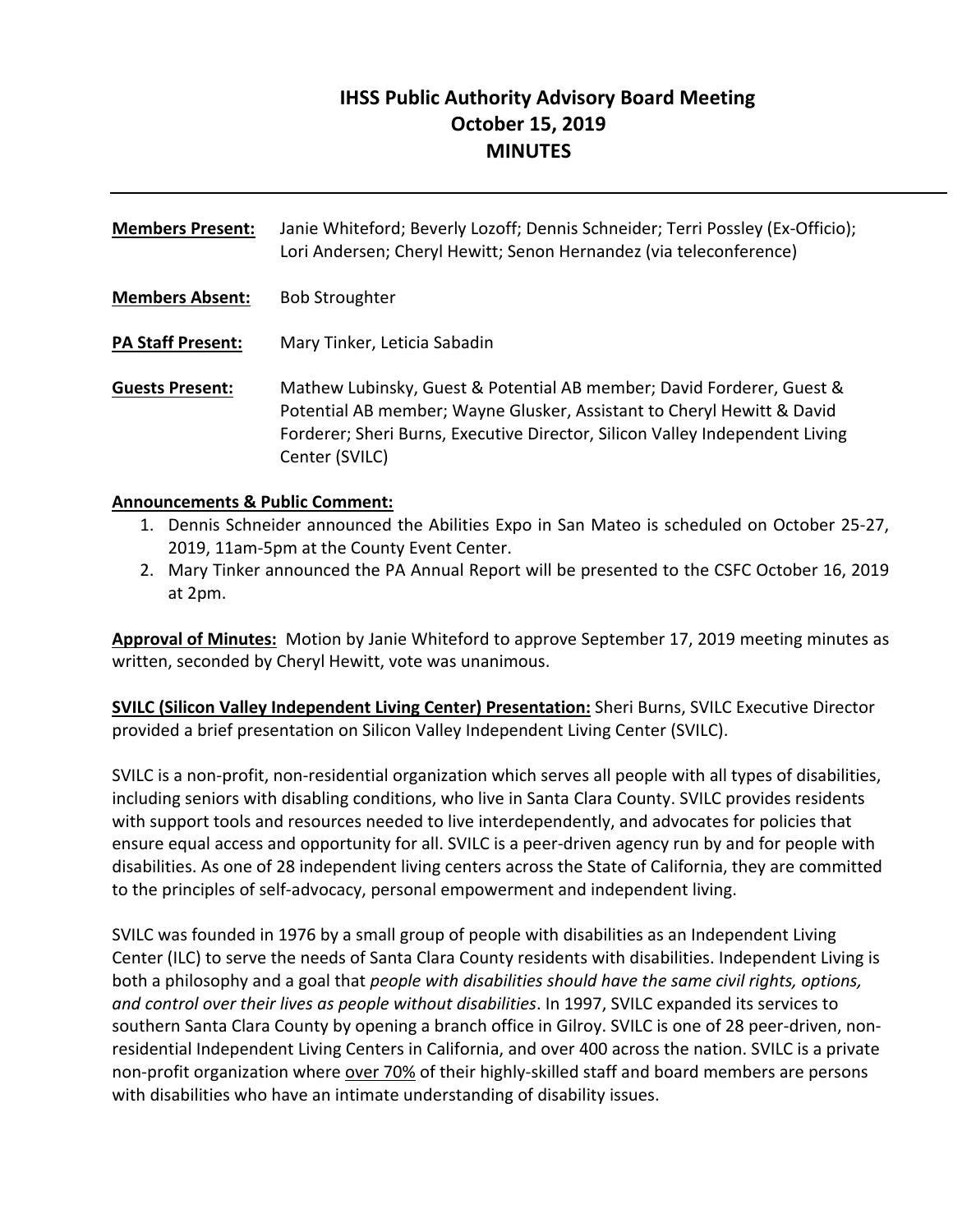# IHSS Public Authority Advisory Board Meeting
# October 15, 2019
# MINUTES

---

**Members Present:** Janie Whiteford; Beverly Lozoff; Dennis Schneider; Terri Possley (Ex-Officio); Lori Andersen; Cheryl Hewitt; Senon Hernandez (via teleconference)

**Members Absent:** Bob Stroughter

**PA Staff Present:** Mary Tinker, Leticia Sabadin

**Guests Present:** Mathew Lubinsky, Guest & Potential AB member; David Forderer, Guest & Potential AB member; Wayne Glusker, Assistant to Cheryl Hewitt & David Forderer; Sheri Burns, Executive Director, Silicon Valley Independent Living Center (SVILC)

**Announcements & Public Comment:**

1. Dennis Schneider announced the Abilities Expo in San Mateo is scheduled on October 25-27, 2019, 11am-5pm at the County Event Center.
2. Mary Tinker announced the PA Annual Report will be presented to the CSFC October 16, 2019 at 2pm.

**Approval of Minutes:** Motion by Janie Whiteford to approve September 17, 2019 meeting minutes as written, seconded by Cheryl Hewitt, vote was unanimous.

**SVILC (Silicon Valley Independent Living Center) Presentation:** Sheri Burns, SVILC Executive Director provided a brief presentation on Silicon Valley Independent Living Center (SVILC).

SVILC is a non-profit, non-residential organization which serves all people with all types of disabilities, including seniors with disabling conditions, who live in Santa Clara County. SVILC provides residents with support tools and resources needed to live interdependently, and advocates for policies that ensure equal access and opportunity for all. SVILC is a peer-driven agency run by and for people with disabilities. As one of 28 independent living centers across the State of California, they are committed to the principles of self-advocacy, personal empowerment and independent living.

SVILC was founded in 1976 by a small group of people with disabilities as an Independent Living Center (ILC) to serve the needs of Santa Clara County residents with disabilities. Independent Living is both a philosophy and a goal that *people with disabilities should have the same civil rights, options, and control over their lives as people without disabilities*. In 1997, SVILC expanded its services to southern Santa Clara County by opening a branch office in Gilroy. SVILC is one of 28 peer-driven, non-residential Independent Living Centers in California, and over 400 across the nation. SVILC is a private non-profit organization where <u>over 70%</u> of their highly-skilled staff and board members are persons with disabilities who have an intimate understanding of disability issues.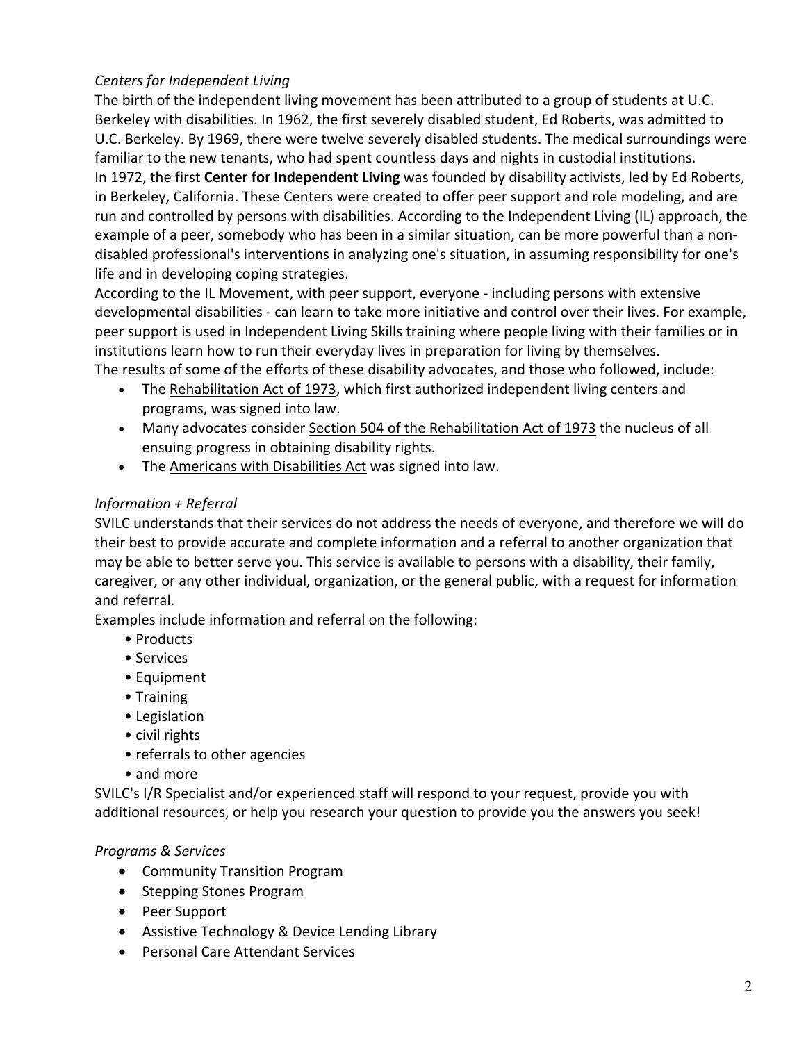*Centers for Independent Living*

The birth of the independent living movement has been attributed to a group of students at U.C. Berkeley with disabilities. In 1962, the first severely disabled student, Ed Roberts, was admitted to U.C. Berkeley. By 1969, there were twelve severely disabled students. The medical surroundings were familiar to the new tenants, who had spent countless days and nights in custodial institutions.

In 1972, the first **Center for Independent Living** was founded by disability activists, led by Ed Roberts, in Berkeley, California. These Centers were created to offer peer support and role modeling, and are run and controlled by persons with disabilities. According to the Independent Living (IL) approach, the example of a peer, somebody who has been in a similar situation, can be more powerful than a non-disabled professional's interventions in analyzing one's situation, in assuming responsibility for one's life and in developing coping strategies.

According to the IL Movement, with peer support, everyone - including persons with extensive developmental disabilities - can learn to take more initiative and control over their lives. For example, peer support is used in Independent Living Skills training where people living with their families or in institutions learn how to run their everyday lives in preparation for living by themselves.

The results of some of the efforts of these disability advocates, and those who followed, include:

- The Rehabilitation Act of 1973, which first authorized independent living centers and programs, was signed into law.
- Many advocates consider Section 504 of the Rehabilitation Act of 1973 the nucleus of all ensuing progress in obtaining disability rights.
- The Americans with Disabilities Act was signed into law.

*Information + Referral*

SVILC understands that their services do not address the needs of everyone, and therefore we will do their best to provide accurate and complete information and a referral to another organization that may be able to better serve you. This service is available to persons with a disability, their family, caregiver, or any other individual, organization, or the general public, with a request for information and referral.

Examples include information and referral on the following:

- Products
- Services
- Equipment
- Training
- Legislation
- civil rights
- referrals to other agencies
- and more

SVILC's I/R Specialist and/or experienced staff will respond to your request, provide you with additional resources, or help you research your question to provide you the answers you seek!

*Programs & Services*

- Community Transition Program
- Stepping Stones Program
- Peer Support
- Assistive Technology & Device Lending Library
- Personal Care Attendant Services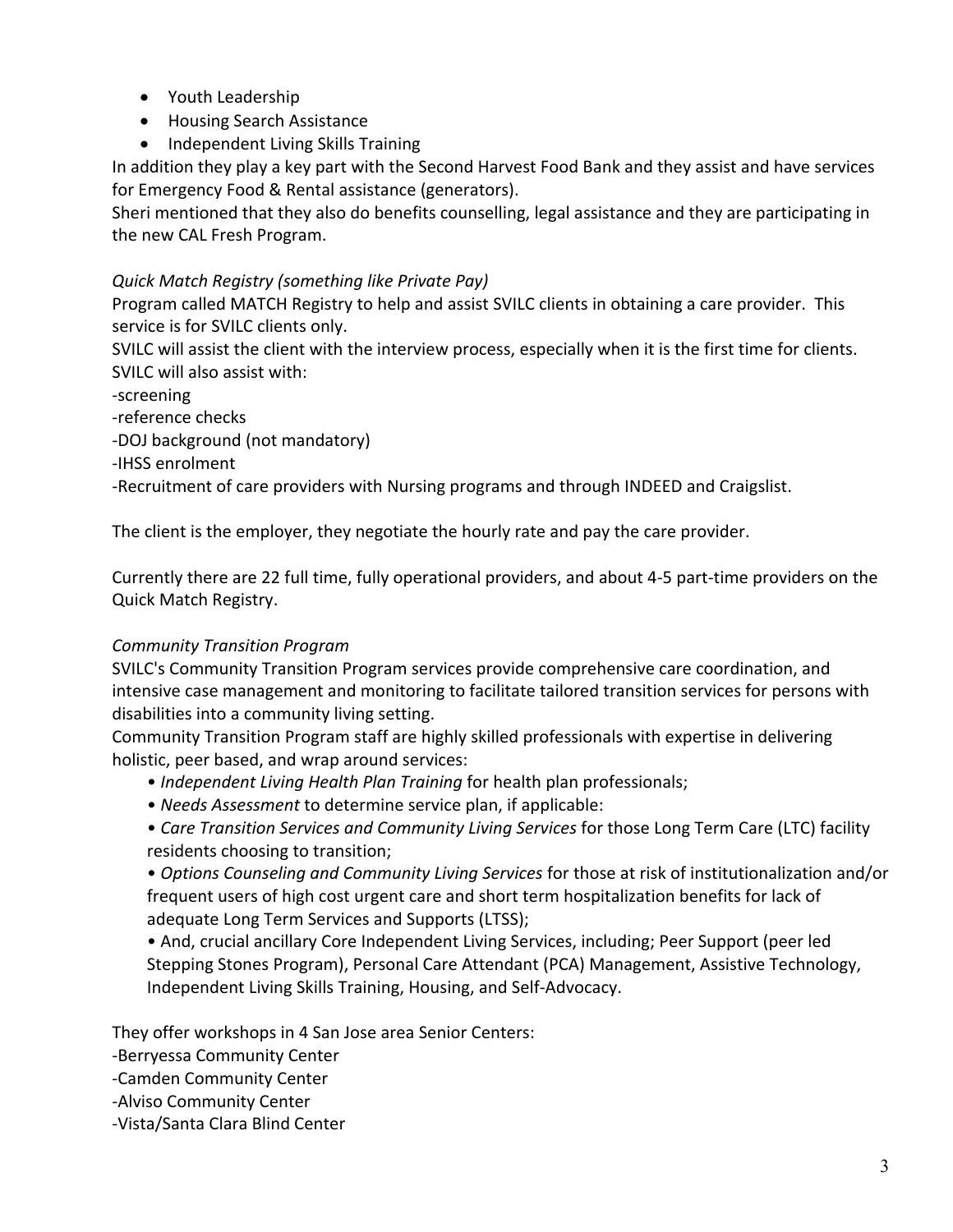- Youth Leadership
- Housing Search Assistance
- Independent Living Skills Training

In addition they play a key part with the Second Harvest Food Bank and they assist and have services for Emergency Food & Rental assistance (generators).

Sheri mentioned that they also do benefits counselling, legal assistance and they are participating in the new CAL Fresh Program.

*Quick Match Registry (something like Private Pay)*

Program called MATCH Registry to help and assist SVILC clients in obtaining a care provider. This service is for SVILC clients only.

SVILC will assist the client with the interview process, especially when it is the first time for clients. SVILC will also assist with:

-screening

-reference checks

-DOJ background (not mandatory)

-IHSS enrolment

-Recruitment of care providers with Nursing programs and through INDEED and Craigslist.

The client is the employer, they negotiate the hourly rate and pay the care provider.

Currently there are 22 full time, fully operational providers, and about 4-5 part-time providers on the Quick Match Registry.

*Community Transition Program*

SVILC's Community Transition Program services provide comprehensive care coordination, and intensive case management and monitoring to facilitate tailored transition services for persons with disabilities into a community living setting.

Community Transition Program staff are highly skilled professionals with expertise in delivering holistic, peer based, and wrap around services:

- *Independent Living Health Plan Training* for health plan professionals;
- *Needs Assessment* to determine service plan, if applicable:
- *Care Transition Services and Community Living Services* for those Long Term Care (LTC) facility residents choosing to transition;
- *Options Counseling and Community Living Services* for those at risk of institutionalization and/or frequent users of high cost urgent care and short term hospitalization benefits for lack of adequate Long Term Services and Supports (LTSS);
- And, crucial ancillary Core Independent Living Services, including; Peer Support (peer led Stepping Stones Program), Personal Care Attendant (PCA) Management, Assistive Technology, Independent Living Skills Training, Housing, and Self-Advocacy.

They offer workshops in 4 San Jose area Senior Centers:

-Berryessa Community Center

-Camden Community Center

-Alviso Community Center

-Vista/Santa Clara Blind Center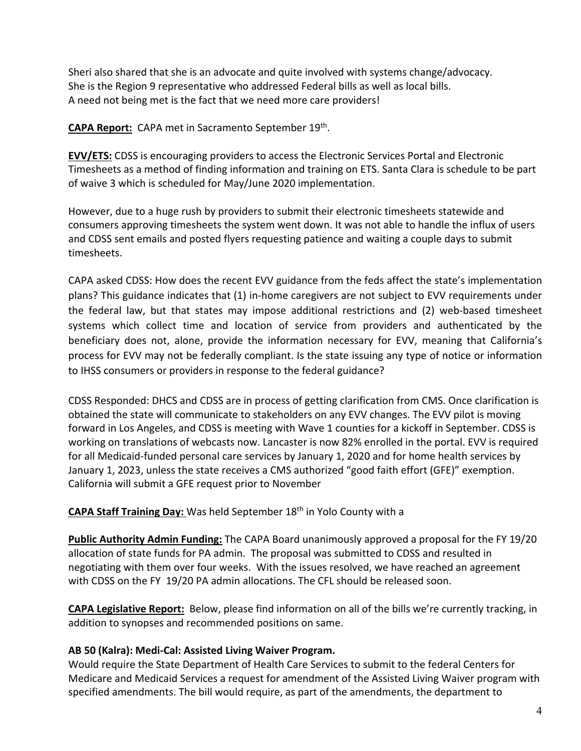Sheri also shared that she is an advocate and quite involved with systems change/advocacy. She is the Region 9 representative who addressed Federal bills as well as local bills. A need not being met is the fact that we need more care providers!

**CAPA Report:** CAPA met in Sacramento September 19th.

**EVV/ETS:** CDSS is encouraging providers to access the Electronic Services Portal and Electronic Timesheets as a method of finding information and training on ETS. Santa Clara is schedule to be part of waive 3 which is scheduled for May/June 2020 implementation.

However, due to a huge rush by providers to submit their electronic timesheets statewide and consumers approving timesheets the system went down. It was not able to handle the influx of users and CDSS sent emails and posted flyers requesting patience and waiting a couple days to submit timesheets.

CAPA asked CDSS: How does the recent EVV guidance from the feds affect the state's implementation plans? This guidance indicates that (1) in-home caregivers are not subject to EVV requirements under the federal law, but that states may impose additional restrictions and (2) web-based timesheet systems which collect time and location of service from providers and authenticated by the beneficiary does not, alone, provide the information necessary for EVV, meaning that California's process for EVV may not be federally compliant. Is the state issuing any type of notice or information to IHSS consumers or providers in response to the federal guidance?

CDSS Responded: DHCS and CDSS are in process of getting clarification from CMS. Once clarification is obtained the state will communicate to stakeholders on any EVV changes. The EVV pilot is moving forward in Los Angeles, and CDSS is meeting with Wave 1 counties for a kickoff in September. CDSS is working on translations of webcasts now. Lancaster is now 82% enrolled in the portal. EVV is required for all Medicaid-funded personal care services by January 1, 2020 and for home health services by January 1, 2023, unless the state receives a CMS authorized "good faith effort (GFE)" exemption. California will submit a GFE request prior to November

**CAPA Staff Training Day:** Was held September 18th in Yolo County with a

**Public Authority Admin Funding:** The CAPA Board unanimously approved a proposal for the FY 19/20 allocation of state funds for PA admin. The proposal was submitted to CDSS and resulted in negotiating with them over four weeks. With the issues resolved, we have reached an agreement with CDSS on the FY 19/20 PA admin allocations. The CFL should be released soon.

**CAPA Legislative Report:** Below, please find information on all of the bills we're currently tracking, in addition to synopses and recommended positions on same.

**AB 50 (Kalra): Medi-Cal: Assisted Living Waiver Program.**

Would require the State Department of Health Care Services to submit to the federal Centers for Medicare and Medicaid Services a request for amendment of the Assisted Living Waiver program with specified amendments. The bill would require, as part of the amendments, the department to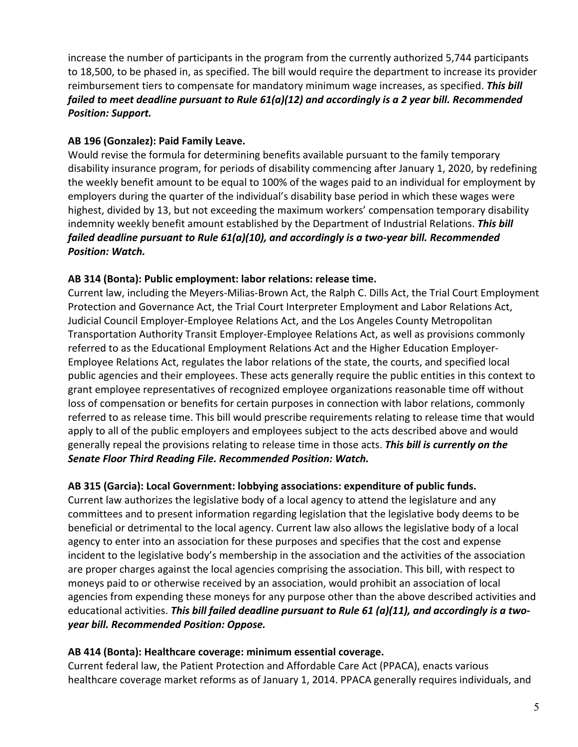increase the number of participants in the program from the currently authorized 5,744 participants to 18,500, to be phased in, as specified. The bill would require the department to increase its provider reimbursement tiers to compensate for mandatory minimum wage increases, as specified. ***This bill failed to meet deadline pursuant to Rule 61(a)(12) and accordingly is a 2 year bill. Recommended Position: Support.***

**AB 196 (Gonzalez): Paid Family Leave.**
Would revise the formula for determining benefits available pursuant to the family temporary disability insurance program, for periods of disability commencing after January 1, 2020, by redefining the weekly benefit amount to be equal to 100% of the wages paid to an individual for employment by employers during the quarter of the individual's disability base period in which these wages were highest, divided by 13, but not exceeding the maximum workers' compensation temporary disability indemnity weekly benefit amount established by the Department of Industrial Relations. ***This bill failed deadline pursuant to Rule 61(a)(10), and accordingly is a two-year bill. Recommended Position: Watch.***

**AB 314 (Bonta): Public employment: labor relations: release time.**
Current law, including the Meyers-Milias-Brown Act, the Ralph C. Dills Act, the Trial Court Employment Protection and Governance Act, the Trial Court Interpreter Employment and Labor Relations Act, Judicial Council Employer-Employee Relations Act, and the Los Angeles County Metropolitan Transportation Authority Transit Employer-Employee Relations Act, as well as provisions commonly referred to as the Educational Employment Relations Act and the Higher Education Employer-Employee Relations Act, regulates the labor relations of the state, the courts, and specified local public agencies and their employees. These acts generally require the public entities in this context to grant employee representatives of recognized employee organizations reasonable time off without loss of compensation or benefits for certain purposes in connection with labor relations, commonly referred to as release time. This bill would prescribe requirements relating to release time that would apply to all of the public employers and employees subject to the acts described above and would generally repeal the provisions relating to release time in those acts. ***This bill is currently on the Senate Floor Third Reading File. Recommended Position: Watch.***

**AB 315 (Garcia): Local Government: lobbying associations: expenditure of public funds.**
Current law authorizes the legislative body of a local agency to attend the legislature and any committees and to present information regarding legislation that the legislative body deems to be beneficial or detrimental to the local agency. Current law also allows the legislative body of a local agency to enter into an association for these purposes and specifies that the cost and expense incident to the legislative body's membership in the association and the activities of the association are proper charges against the local agencies comprising the association. This bill, with respect to moneys paid to or otherwise received by an association, would prohibit an association of local agencies from expending these moneys for any purpose other than the above described activities and educational activities. ***This bill failed deadline pursuant to Rule 61 (a)(11), and accordingly is a two-year bill. Recommended Position: Oppose.***

**AB 414 (Bonta): Healthcare coverage: minimum essential coverage.**
Current federal law, the Patient Protection and Affordable Care Act (PPACA), enacts various healthcare coverage market reforms as of January 1, 2014. PPACA generally requires individuals, and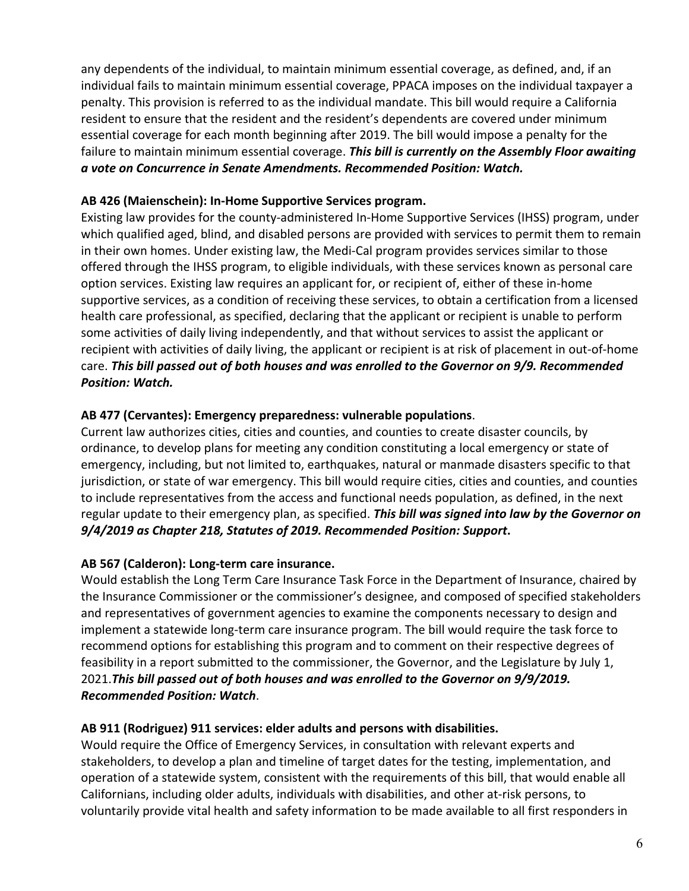any dependents of the individual, to maintain minimum essential coverage, as defined, and, if an individual fails to maintain minimum essential coverage, PPACA imposes on the individual taxpayer a penalty. This provision is referred to as the individual mandate. This bill would require a California resident to ensure that the resident and the resident's dependents are covered under minimum essential coverage for each month beginning after 2019. The bill would impose a penalty for the failure to maintain minimum essential coverage. ***This bill is currently on the Assembly Floor awaiting a vote on Concurrence in Senate Amendments. Recommended Position: Watch.***

**AB 426 (Maienschein): In-Home Supportive Services program.**

Existing law provides for the county-administered In-Home Supportive Services (IHSS) program, under which qualified aged, blind, and disabled persons are provided with services to permit them to remain in their own homes. Under existing law, the Medi-Cal program provides services similar to those offered through the IHSS program, to eligible individuals, with these services known as personal care option services. Existing law requires an applicant for, or recipient of, either of these in-home supportive services, as a condition of receiving these services, to obtain a certification from a licensed health care professional, as specified, declaring that the applicant or recipient is unable to perform some activities of daily living independently, and that without services to assist the applicant or recipient with activities of daily living, the applicant or recipient is at risk of placement in out-of-home care. ***This bill passed out of both houses and was enrolled to the Governor on 9/9. Recommended Position: Watch.***

**AB 477 (Cervantes): Emergency preparedness: vulnerable populations**.

Current law authorizes cities, cities and counties, and counties to create disaster councils, by ordinance, to develop plans for meeting any condition constituting a local emergency or state of emergency, including, but not limited to, earthquakes, natural or manmade disasters specific to that jurisdiction, or state of war emergency. This bill would require cities, cities and counties, and counties to include representatives from the access and functional needs population, as defined, in the next regular update to their emergency plan, as specified. ***This bill was signed into law by the Governor on 9/4/2019 as Chapter 218, Statutes of 2019. Recommended Position: Support*.**

**AB 567 (Calderon): Long-term care insurance.**

Would establish the Long Term Care Insurance Task Force in the Department of Insurance, chaired by the Insurance Commissioner or the commissioner's designee, and composed of specified stakeholders and representatives of government agencies to examine the components necessary to design and implement a statewide long-term care insurance program. The bill would require the task force to recommend options for establishing this program and to comment on their respective degrees of feasibility in a report submitted to the commissioner, the Governor, and the Legislature by July 1, 2021.***This bill passed out of both houses and was enrolled to the Governor on 9/9/2019. Recommended Position: Watch***.

**AB 911 (Rodriguez) 911 services: elder adults and persons with disabilities.**

Would require the Office of Emergency Services, in consultation with relevant experts and stakeholders, to develop a plan and timeline of target dates for the testing, implementation, and operation of a statewide system, consistent with the requirements of this bill, that would enable all Californians, including older adults, individuals with disabilities, and other at-risk persons, to voluntarily provide vital health and safety information to be made available to all first responders in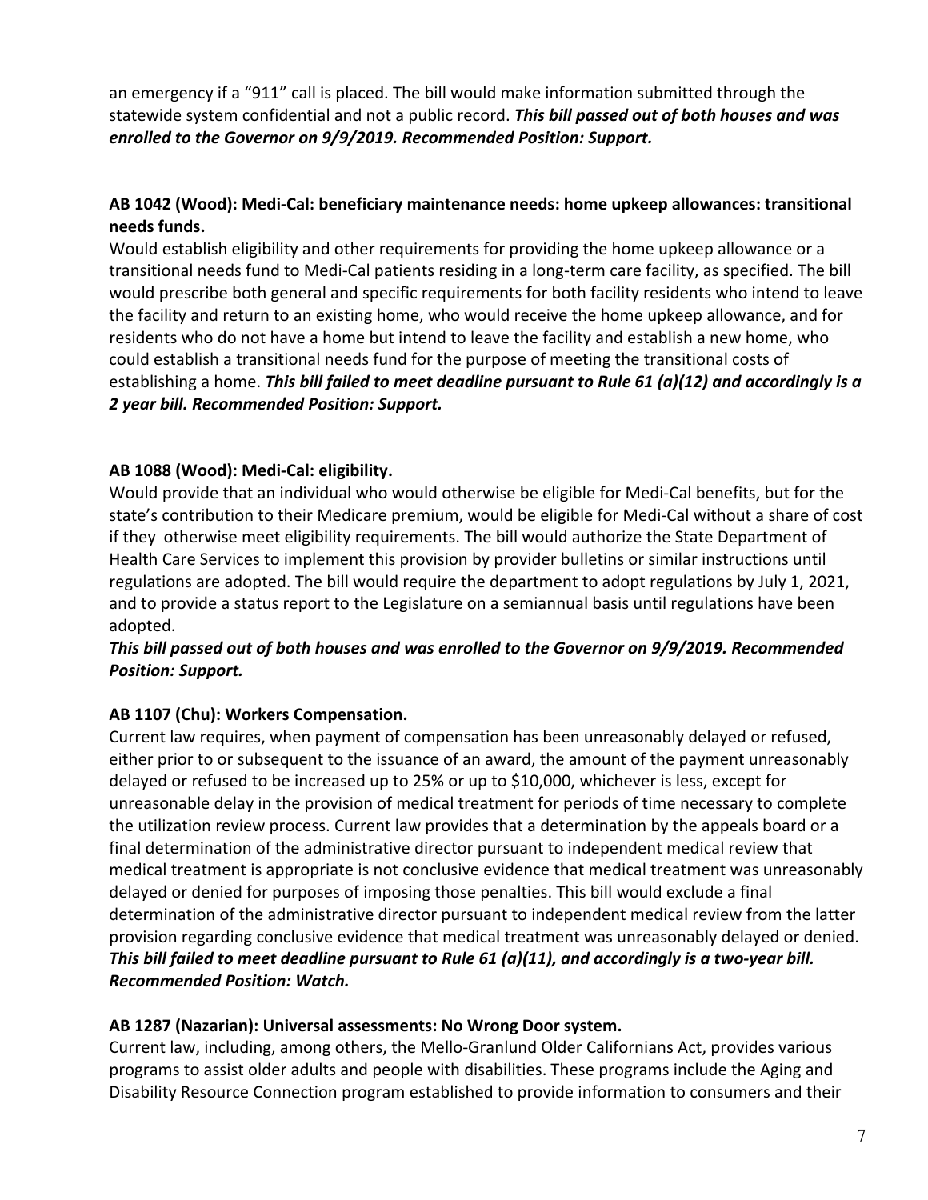an emergency if a "911" call is placed. The bill would make information submitted through the statewide system confidential and not a public record. ***This bill passed out of both houses and was enrolled to the Governor on 9/9/2019. Recommended Position: Support.***

**AB 1042 (Wood): Medi-Cal: beneficiary maintenance needs: home upkeep allowances: transitional needs funds.**

Would establish eligibility and other requirements for providing the home upkeep allowance or a transitional needs fund to Medi-Cal patients residing in a long-term care facility, as specified. The bill would prescribe both general and specific requirements for both facility residents who intend to leave the facility and return to an existing home, who would receive the home upkeep allowance, and for residents who do not have a home but intend to leave the facility and establish a new home, who could establish a transitional needs fund for the purpose of meeting the transitional costs of establishing a home. ***This bill failed to meet deadline pursuant to Rule 61 (a)(12) and accordingly is a 2 year bill. Recommended Position: Support.***

**AB 1088 (Wood): Medi-Cal: eligibility.**

Would provide that an individual who would otherwise be eligible for Medi-Cal benefits, but for the state's contribution to their Medicare premium, would be eligible for Medi-Cal without a share of cost if they otherwise meet eligibility requirements. The bill would authorize the State Department of Health Care Services to implement this provision by provider bulletins or similar instructions until regulations are adopted. The bill would require the department to adopt regulations by July 1, 2021, and to provide a status report to the Legislature on a semiannual basis until regulations have been adopted.

***This bill passed out of both houses and was enrolled to the Governor on 9/9/2019. Recommended Position: Support.***

**AB 1107 (Chu): Workers Compensation.**

Current law requires, when payment of compensation has been unreasonably delayed or refused, either prior to or subsequent to the issuance of an award, the amount of the payment unreasonably delayed or refused to be increased up to 25% or up to $10,000, whichever is less, except for unreasonable delay in the provision of medical treatment for periods of time necessary to complete the utilization review process. Current law provides that a determination by the appeals board or a final determination of the administrative director pursuant to independent medical review that medical treatment is appropriate is not conclusive evidence that medical treatment was unreasonably delayed or denied for purposes of imposing those penalties. This bill would exclude a final determination of the administrative director pursuant to independent medical review from the latter provision regarding conclusive evidence that medical treatment was unreasonably delayed or denied. ***This bill failed to meet deadline pursuant to Rule 61 (a)(11), and accordingly is a two-year bill. Recommended Position: Watch.***

**AB 1287 (Nazarian): Universal assessments: No Wrong Door system.**

Current law, including, among others, the Mello-Granlund Older Californians Act, provides various programs to assist older adults and people with disabilities. These programs include the Aging and Disability Resource Connection program established to provide information to consumers and their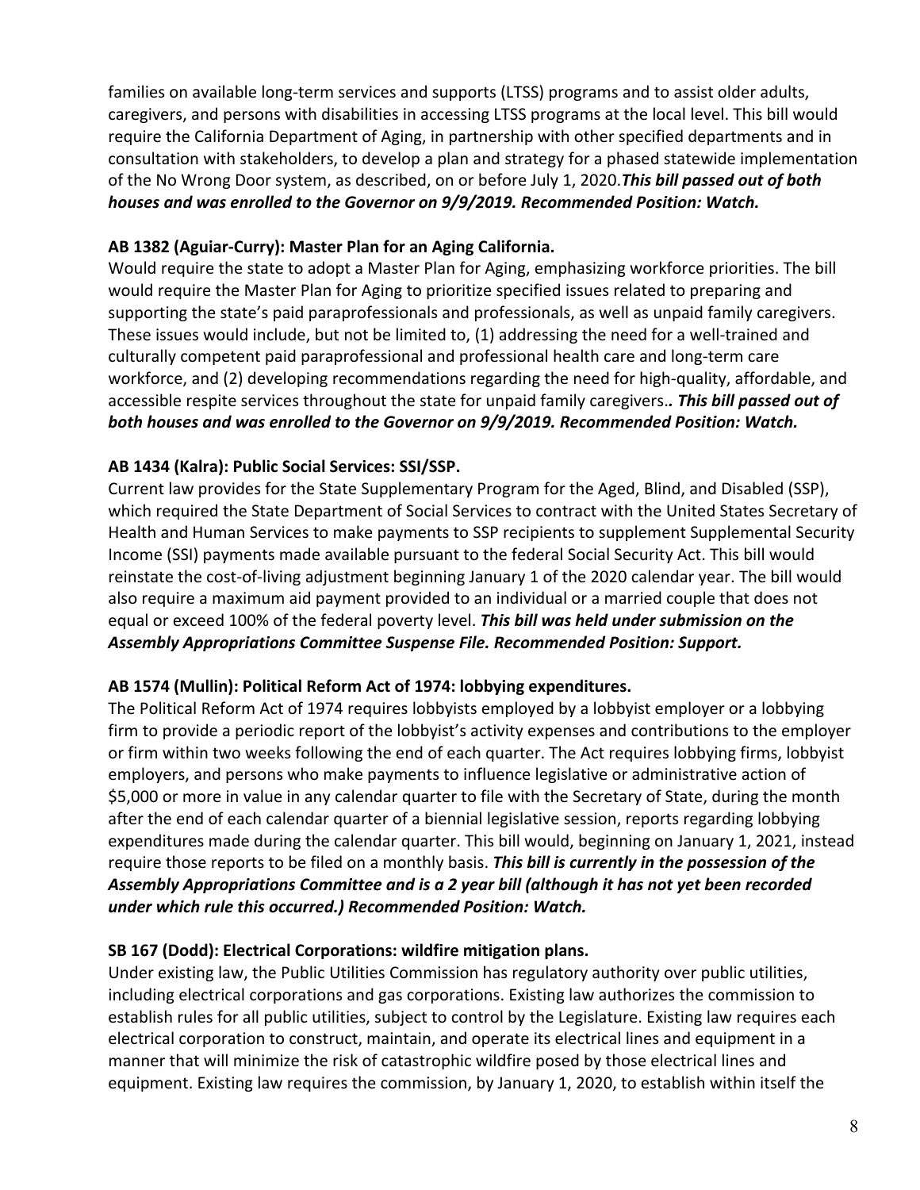families on available long-term services and supports (LTSS) programs and to assist older adults, caregivers, and persons with disabilities in accessing LTSS programs at the local level. This bill would require the California Department of Aging, in partnership with other specified departments and in consultation with stakeholders, to develop a plan and strategy for a phased statewide implementation of the No Wrong Door system, as described, on or before July 1, 2020.***This bill passed out of both houses and was enrolled to the Governor on 9/9/2019. Recommended Position: Watch.***

**AB 1382 (Aguiar-Curry): Master Plan for an Aging California.**

Would require the state to adopt a Master Plan for Aging, emphasizing workforce priorities. The bill would require the Master Plan for Aging to prioritize specified issues related to preparing and supporting the state's paid paraprofessionals and professionals, as well as unpaid family caregivers. These issues would include, but not be limited to, (1) addressing the need for a well-trained and culturally competent paid paraprofessional and professional health care and long-term care workforce, and (2) developing recommendations regarding the need for high-quality, affordable, and accessible respite services throughout the state for unpaid family caregivers.***. This bill passed out of both houses and was enrolled to the Governor on 9/9/2019. Recommended Position: Watch.***

**AB 1434 (Kalra): Public Social Services: SSI/SSP.**

Current law provides for the State Supplementary Program for the Aged, Blind, and Disabled (SSP), which required the State Department of Social Services to contract with the United States Secretary of Health and Human Services to make payments to SSP recipients to supplement Supplemental Security Income (SSI) payments made available pursuant to the federal Social Security Act. This bill would reinstate the cost-of-living adjustment beginning January 1 of the 2020 calendar year. The bill would also require a maximum aid payment provided to an individual or a married couple that does not equal or exceed 100% of the federal poverty level. ***This bill was held under submission on the Assembly Appropriations Committee Suspense File. Recommended Position: Support.***

**AB 1574 (Mullin): Political Reform Act of 1974: lobbying expenditures.**

The Political Reform Act of 1974 requires lobbyists employed by a lobbyist employer or a lobbying firm to provide a periodic report of the lobbyist's activity expenses and contributions to the employer or firm within two weeks following the end of each quarter. The Act requires lobbying firms, lobbyist employers, and persons who make payments to influence legislative or administrative action of $5,000 or more in value in any calendar quarter to file with the Secretary of State, during the month after the end of each calendar quarter of a biennial legislative session, reports regarding lobbying expenditures made during the calendar quarter. This bill would, beginning on January 1, 2021, instead require those reports to be filed on a monthly basis. ***This bill is currently in the possession of the Assembly Appropriations Committee and is a 2 year bill (although it has not yet been recorded under which rule this occurred.) Recommended Position: Watch.***

**SB 167 (Dodd): Electrical Corporations: wildfire mitigation plans.**

Under existing law, the Public Utilities Commission has regulatory authority over public utilities, including electrical corporations and gas corporations. Existing law authorizes the commission to establish rules for all public utilities, subject to control by the Legislature. Existing law requires each electrical corporation to construct, maintain, and operate its electrical lines and equipment in a manner that will minimize the risk of catastrophic wildfire posed by those electrical lines and equipment. Existing law requires the commission, by January 1, 2020, to establish within itself the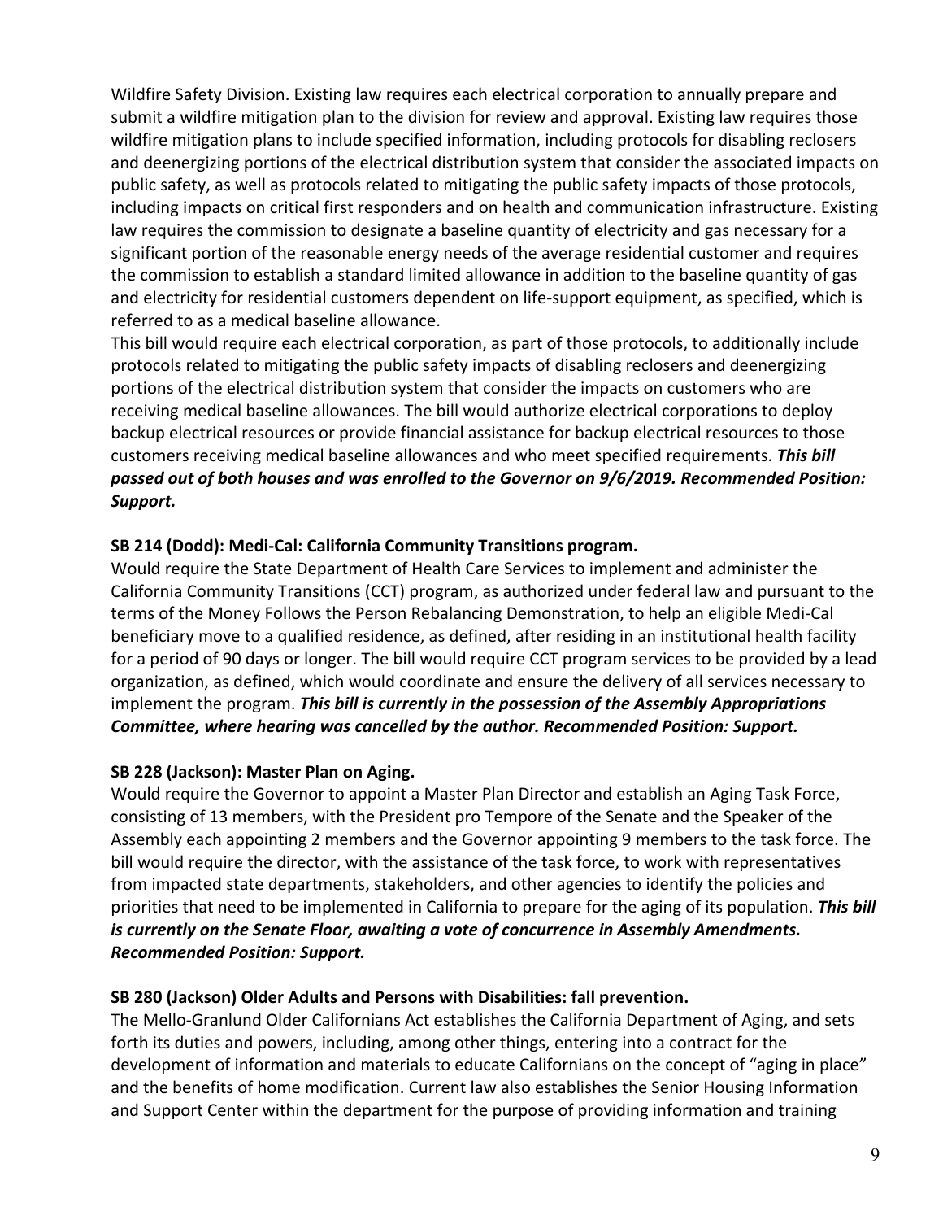Wildfire Safety Division. Existing law requires each electrical corporation to annually prepare and submit a wildfire mitigation plan to the division for review and approval. Existing law requires those wildfire mitigation plans to include specified information, including protocols for disabling reclosers and deenergizing portions of the electrical distribution system that consider the associated impacts on public safety, as well as protocols related to mitigating the public safety impacts of those protocols, including impacts on critical first responders and on health and communication infrastructure. Existing law requires the commission to designate a baseline quantity of electricity and gas necessary for a significant portion of the reasonable energy needs of the average residential customer and requires the commission to establish a standard limited allowance in addition to the baseline quantity of gas and electricity for residential customers dependent on life-support equipment, as specified, which is referred to as a medical baseline allowance.

This bill would require each electrical corporation, as part of those protocols, to additionally include protocols related to mitigating the public safety impacts of disabling reclosers and deenergizing portions of the electrical distribution system that consider the impacts on customers who are receiving medical baseline allowances. The bill would authorize electrical corporations to deploy backup electrical resources or provide financial assistance for backup electrical resources to those customers receiving medical baseline allowances and who meet specified requirements. ***This bill passed out of both houses and was enrolled to the Governor on 9/6/2019. Recommended Position: Support.***

**SB 214 (Dodd): Medi-Cal: California Community Transitions program.**

Would require the State Department of Health Care Services to implement and administer the California Community Transitions (CCT) program, as authorized under federal law and pursuant to the terms of the Money Follows the Person Rebalancing Demonstration, to help an eligible Medi-Cal beneficiary move to a qualified residence, as defined, after residing in an institutional health facility for a period of 90 days or longer. The bill would require CCT program services to be provided by a lead organization, as defined, which would coordinate and ensure the delivery of all services necessary to implement the program. ***This bill is currently in the possession of the Assembly Appropriations Committee, where hearing was cancelled by the author. Recommended Position: Support.***

**SB 228 (Jackson): Master Plan on Aging.**

Would require the Governor to appoint a Master Plan Director and establish an Aging Task Force, consisting of 13 members, with the President pro Tempore of the Senate and the Speaker of the Assembly each appointing 2 members and the Governor appointing 9 members to the task force. The bill would require the director, with the assistance of the task force, to work with representatives from impacted state departments, stakeholders, and other agencies to identify the policies and priorities that need to be implemented in California to prepare for the aging of its population. ***This bill is currently on the Senate Floor, awaiting a vote of concurrence in Assembly Amendments. Recommended Position: Support.***

**SB 280 (Jackson) Older Adults and Persons with Disabilities: fall prevention.**

The Mello-Granlund Older Californians Act establishes the California Department of Aging, and sets forth its duties and powers, including, among other things, entering into a contract for the development of information and materials to educate Californians on the concept of "aging in place" and the benefits of home modification. Current law also establishes the Senior Housing Information and Support Center within the department for the purpose of providing information and training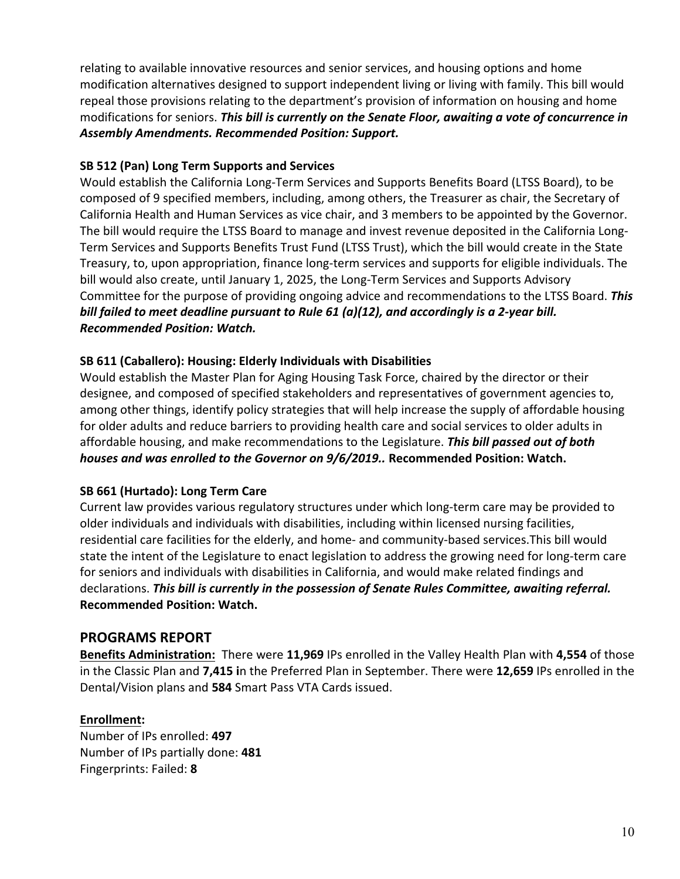relating to available innovative resources and senior services, and housing options and home modification alternatives designed to support independent living or living with family. This bill would repeal those provisions relating to the department's provision of information on housing and home modifications for seniors. ***This bill is currently on the Senate Floor, awaiting a vote of concurrence in Assembly Amendments. Recommended Position: Support.***

**SB 512 (Pan) Long Term Supports and Services**

Would establish the California Long-Term Services and Supports Benefits Board (LTSS Board), to be composed of 9 specified members, including, among others, the Treasurer as chair, the Secretary of California Health and Human Services as vice chair, and 3 members to be appointed by the Governor. The bill would require the LTSS Board to manage and invest revenue deposited in the California Long-Term Services and Supports Benefits Trust Fund (LTSS Trust), which the bill would create in the State Treasury, to, upon appropriation, finance long-term services and supports for eligible individuals. The bill would also create, until January 1, 2025, the Long-Term Services and Supports Advisory Committee for the purpose of providing ongoing advice and recommendations to the LTSS Board. ***This bill failed to meet deadline pursuant to Rule 61 (a)(12), and accordingly is a 2-year bill. Recommended Position: Watch.***

**SB 611 (Caballero): Housing: Elderly Individuals with Disabilities**

Would establish the Master Plan for Aging Housing Task Force, chaired by the director or their designee, and composed of specified stakeholders and representatives of government agencies to, among other things, identify policy strategies that will help increase the supply of affordable housing for older adults and reduce barriers to providing health care and social services to older adults in affordable housing, and make recommendations to the Legislature. ***This bill passed out of both houses and was enrolled to the Governor on 9/6/2019..*** **Recommended Position: Watch.**

**SB 661 (Hurtado): Long Term Care**

Current law provides various regulatory structures under which long-term care may be provided to older individuals and individuals with disabilities, including within licensed nursing facilities, residential care facilities for the elderly, and home- and community-based services.This bill would state the intent of the Legislature to enact legislation to address the growing need for long-term care for seniors and individuals with disabilities in California, and would make related findings and declarations. ***This bill is currently in the possession of Senate Rules Committee, awaiting referral.*** **Recommended Position: Watch.**

## PROGRAMS REPORT

**Benefits Administration:** There were **11,969** IPs enrolled in the Valley Health Plan with **4,554** of those in the Classic Plan and **7,415 i**n the Preferred Plan in September. There were **12,659** IPs enrolled in the Dental/Vision plans and **584** Smart Pass VTA Cards issued.

**Enrollment:**

Number of IPs enrolled: **497**
Number of IPs partially done: **481**
Fingerprints: Failed: **8**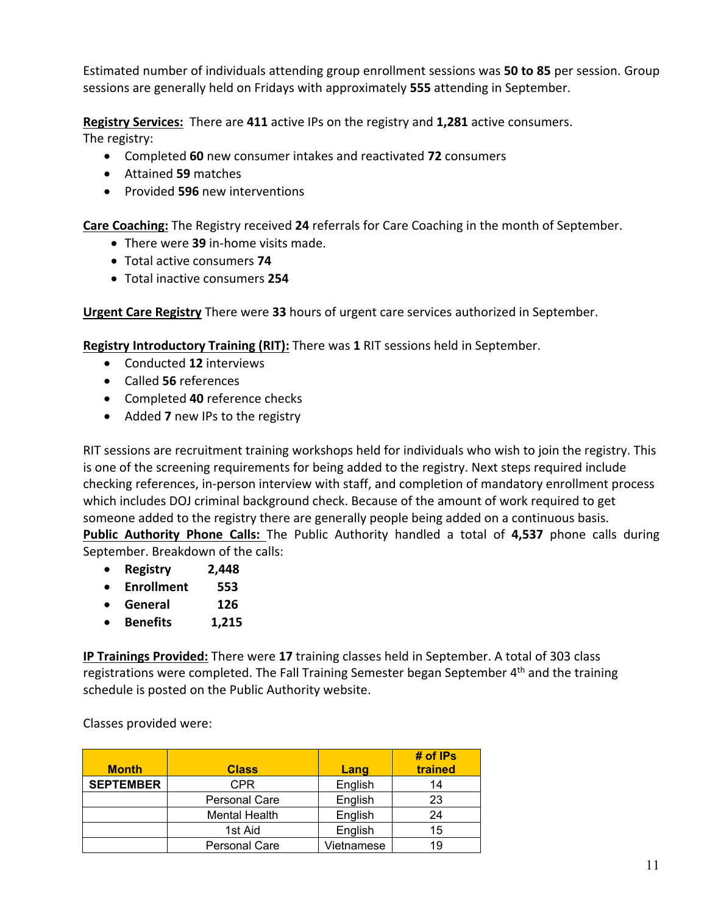Estimated number of individuals attending group enrollment sessions was **50 to 85** per session. Group sessions are generally held on Fridays with approximately **555** attending in September.

**Registry Services:** There are **411** active IPs on the registry and **1,281** active consumers. The registry:

- Completed **60** new consumer intakes and reactivated **72** consumers
- Attained **59** matches
- Provided **596** new interventions

**Care Coaching:** The Registry received **24** referrals for Care Coaching in the month of September.

- There were **39** in-home visits made.
- Total active consumers **74**
- Total inactive consumers **254**

**Urgent Care Registry** There were **33** hours of urgent care services authorized in September.

**Registry Introductory Training (RIT):** There was **1** RIT sessions held in September.

- Conducted **12** interviews
- Called **56** references
- Completed **40** reference checks
- Added **7** new IPs to the registry

RIT sessions are recruitment training workshops held for individuals who wish to join the registry. This is one of the screening requirements for being added to the registry. Next steps required include checking references, in-person interview with staff, and completion of mandatory enrollment process which includes DOJ criminal background check. Because of the amount of work required to get someone added to the registry there are generally people being added on a continuous basis.

**Public Authority Phone Calls:** The Public Authority handled a total of **4,537** phone calls during September. Breakdown of the calls:

- **Registry 2,448**
- **Enrollment 553**
- **General 126**
- **Benefits 1,215**

**IP Trainings Provided:** There were **17** training classes held in September. A total of 303 class registrations were completed. The Fall Training Semester began September 4th and the training schedule is posted on the Public Authority website.

Classes provided were:

| Month | Class | Lang | # of IPs trained |
|---|---|---|---|
| **SEPTEMBER** | CPR | English | 14 |
| | Personal Care | English | 23 |
| | Mental Health | English | 24 |
| | 1st Aid | English | 15 |
| | Personal Care | Vietnamese | 19 |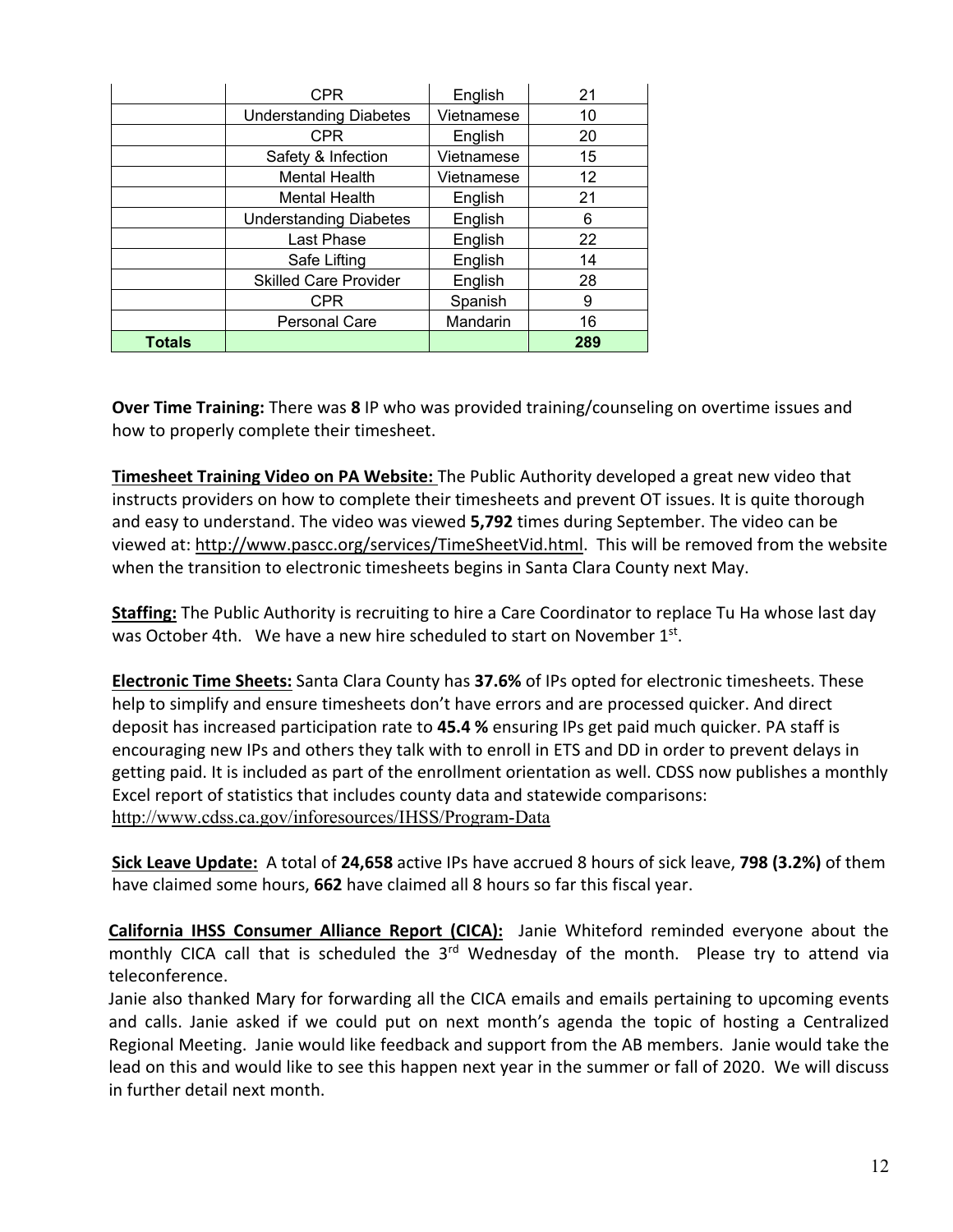| | | | |
|---|---|---|---|
| | CPR | English | 21 |
| | Understanding Diabetes | Vietnamese | 10 |
| | CPR | English | 20 |
| | Safety & Infection | Vietnamese | 15 |
| | Mental Health | Vietnamese | 12 |
| | Mental Health | English | 21 |
| | Understanding Diabetes | English | 6 |
| | Last Phase | English | 22 |
| | Safe Lifting | English | 14 |
| | Skilled Care Provider | English | 28 |
| | CPR | Spanish | 9 |
| | Personal Care | Mandarin | 16 |
| **Totals** | | | **289** |

**Over Time Training:** There was **8** IP who was provided training/counseling on overtime issues and how to properly complete their timesheet.

**Timesheet Training Video on PA Website:** The Public Authority developed a great new video that instructs providers on how to complete their timesheets and prevent OT issues. It is quite thorough and easy to understand. The video was viewed **5,792** times during September. The video can be viewed at: http://www.pascc.org/services/TimeSheetVid.html. This will be removed from the website when the transition to electronic timesheets begins in Santa Clara County next May.

**Staffing:** The Public Authority is recruiting to hire a Care Coordinator to replace Tu Ha whose last day was October 4th. We have a new hire scheduled to start on November 1st.

**Electronic Time Sheets:** Santa Clara County has **37.6%** of IPs opted for electronic timesheets. These help to simplify and ensure timesheets don't have errors and are processed quicker. And direct deposit has increased participation rate to **45.4 %** ensuring IPs get paid much quicker. PA staff is encouraging new IPs and others they talk with to enroll in ETS and DD in order to prevent delays in getting paid. It is included as part of the enrollment orientation as well. CDSS now publishes a monthly Excel report of statistics that includes county data and statewide comparisons: http://www.cdss.ca.gov/inforesources/IHSS/Program-Data

**Sick Leave Update:** A total of **24,658** active IPs have accrued 8 hours of sick leave, **798 (3.2%)** of them have claimed some hours, **662** have claimed all 8 hours so far this fiscal year.

**California IHSS Consumer Alliance Report (CICA):** Janie Whiteford reminded everyone about the monthly CICA call that is scheduled the 3rd Wednesday of the month. Please try to attend via teleconference.

Janie also thanked Mary for forwarding all the CICA emails and emails pertaining to upcoming events and calls. Janie asked if we could put on next month's agenda the topic of hosting a Centralized Regional Meeting. Janie would like feedback and support from the AB members. Janie would take the lead on this and would like to see this happen next year in the summer or fall of 2020. We will discuss in further detail next month.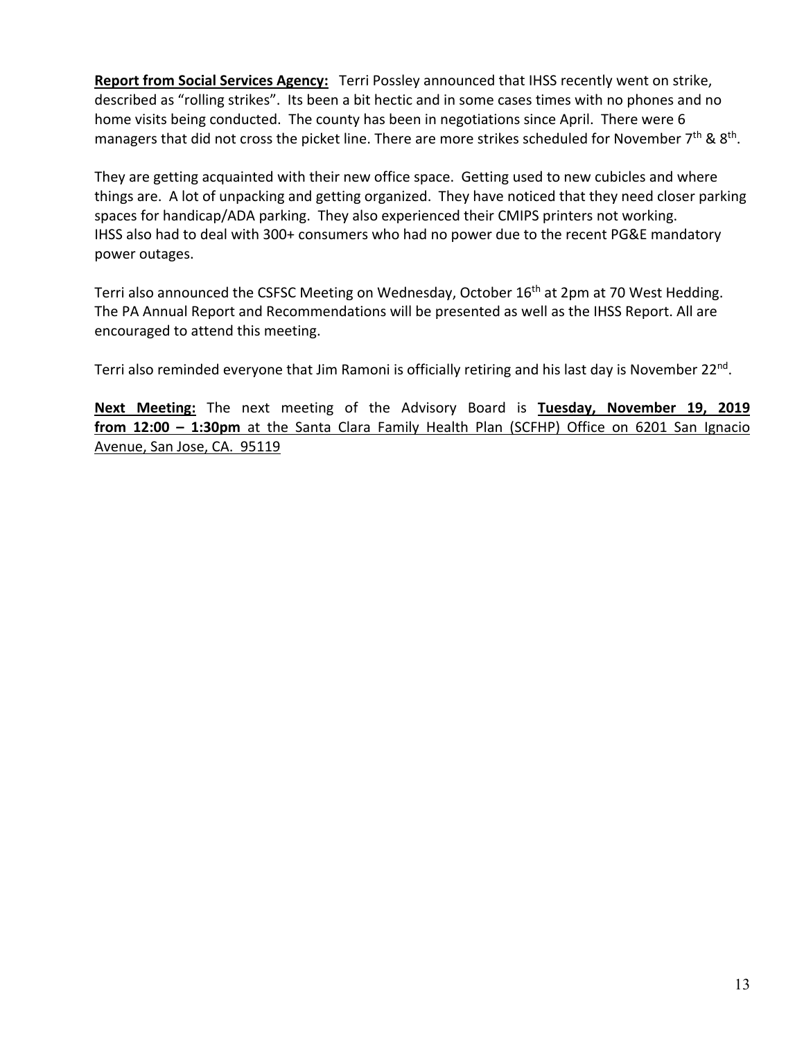**Report from Social Services Agency:** Terri Possley announced that IHSS recently went on strike, described as "rolling strikes". Its been a bit hectic and in some cases times with no phones and no home visits being conducted. The county has been in negotiations since April. There were 6 managers that did not cross the picket line. There are more strikes scheduled for November 7th & 8th.

They are getting acquainted with their new office space. Getting used to new cubicles and where things are. A lot of unpacking and getting organized. They have noticed that they need closer parking spaces for handicap/ADA parking. They also experienced their CMIPS printers not working. IHSS also had to deal with 300+ consumers who had no power due to the recent PG&E mandatory power outages.

Terri also announced the CSFSC Meeting on Wednesday, October 16th at 2pm at 70 West Hedding. The PA Annual Report and Recommendations will be presented as well as the IHSS Report. All are encouraged to attend this meeting.

Terri also reminded everyone that Jim Ramoni is officially retiring and his last day is November 22nd.

**Next Meeting:** The next meeting of the Advisory Board is **Tuesday, November 19, 2019 from 12:00 – 1:30pm** at the Santa Clara Family Health Plan (SCFHP) Office on 6201 San Ignacio Avenue, San Jose, CA. 95119